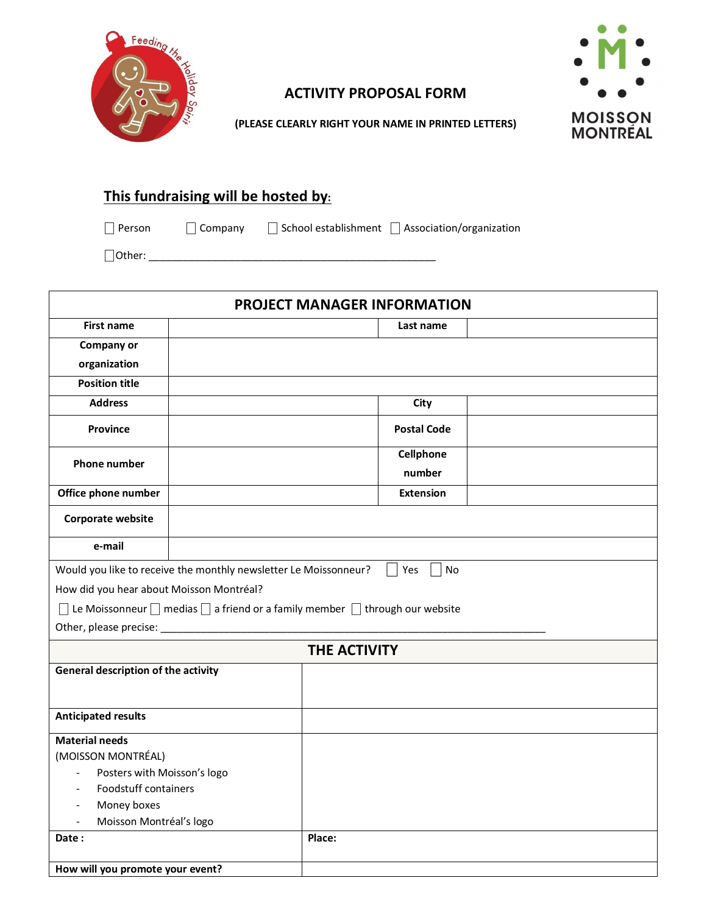Feeding the Holiday Spirit

MOISSON MONTRÉAL

# ACTIVITY PROPOSAL FORM

**(PLEASE CLEARLY RIGHT YOUR NAME IN PRINTED LETTERS)**

## This fundraising will be hosted by:

☐ Person ☐ Company ☐ School establishment ☐ Association/organization

☐ Other: ____________________________________________________

| PROJECT MANAGER INFORMATION | | | |
|---|---|---|---|
| **First name** | | **Last name** | |
| **Company or organization** | | | |
| **Position title** | | | |
| **Address** | | **City** | |
| **Province** | | **Postal Code** | |
| **Phone number** | | **Cellphone number** | |
| **Office phone number** | | **Extension** | |
| **Corporate website** | | | |
| **e-mail** | | | |

Would you like to receive the monthly newsletter Le Moissonneur? ☐ Yes ☐ No

How did you hear about Moisson Montréal?

☐ Le Moissonneur ☐ medias ☐ a friend or a family member ☐ through our website

Other, please precise: ______________________________________________________________________

| THE ACTIVITY | |
|---|---|
| **General description of the activity** | |
| **Anticipated results** | |
| **Material needs**<br>(MOISSON MONTRÉAL)<br>- Posters with Moisson's logo<br>- Foodstuff containers<br>- Money boxes<br>- Moisson Montréal's logo | |
| **Date :** | **Place:** |
| **How will you promote your event?** | |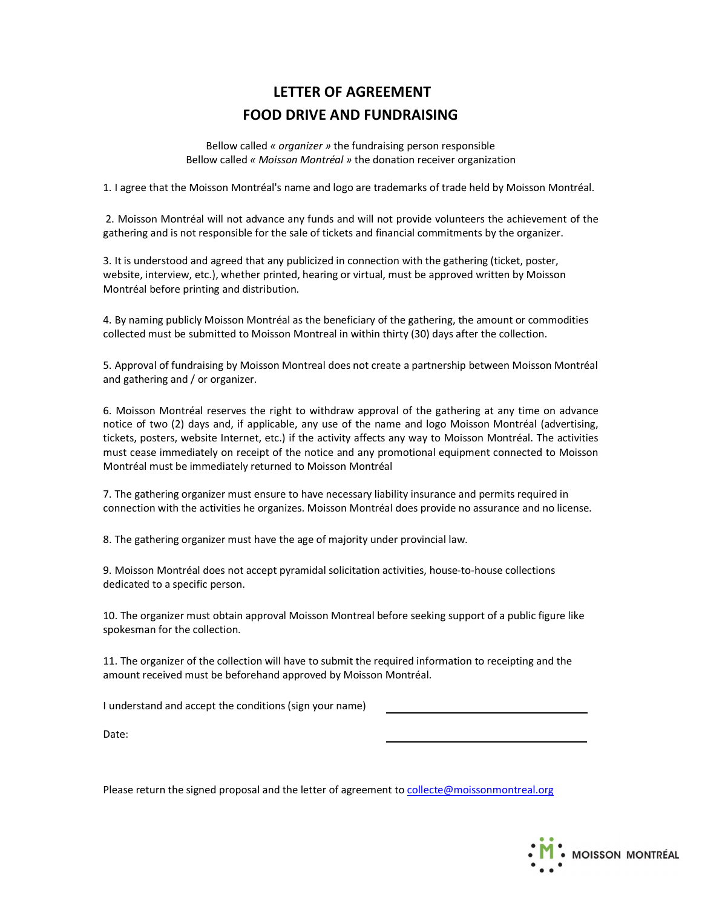# LETTER OF AGREEMENT
# FOOD DRIVE AND FUNDRAISING

Bellow called *« organizer »* the fundraising person responsible
Bellow called *« Moisson Montréal »* the donation receiver organization

1. I agree that the Moisson Montréal's name and logo are trademarks of trade held by Moisson Montréal.

2. Moisson Montréal will not advance any funds and will not provide volunteers the achievement of the gathering and is not responsible for the sale of tickets and financial commitments by the organizer.

3. It is understood and agreed that any publicized in connection with the gathering (ticket, poster, website, interview, etc.), whether printed, hearing or virtual, must be approved written by Moisson Montréal before printing and distribution.

4. By naming publicly Moisson Montréal as the beneficiary of the gathering, the amount or commodities collected must be submitted to Moisson Montreal in within thirty (30) days after the collection.

5. Approval of fundraising by Moisson Montreal does not create a partnership between Moisson Montréal and gathering and / or organizer.

6. Moisson Montréal reserves the right to withdraw approval of the gathering at any time on advance notice of two (2) days and, if applicable, any use of the name and logo Moisson Montréal (advertising, tickets, posters, website Internet, etc.) if the activity affects any way to Moisson Montréal. The activities must cease immediately on receipt of the notice and any promotional equipment connected to Moisson Montréal must be immediately returned to Moisson Montréal

7. The gathering organizer must ensure to have necessary liability insurance and permits required in connection with the activities he organizes. Moisson Montréal does provide no assurance and no license.

8. The gathering organizer must have the age of majority under provincial law.

9. Moisson Montréal does not accept pyramidal solicitation activities, house-to-house collections dedicated to a specific person.

10. The organizer must obtain approval Moisson Montreal before seeking support of a public figure like spokesman for the collection.

11. The organizer of the collection will have to submit the required information to receipting and the amount received must be beforehand approved by Moisson Montréal.

I understand and accept the conditions (sign your name) ______________________________

Date: ______________________________

Please return the signed proposal and the letter of agreement to collecte@moissonmontreal.org

MOISSON MONTRÉAL